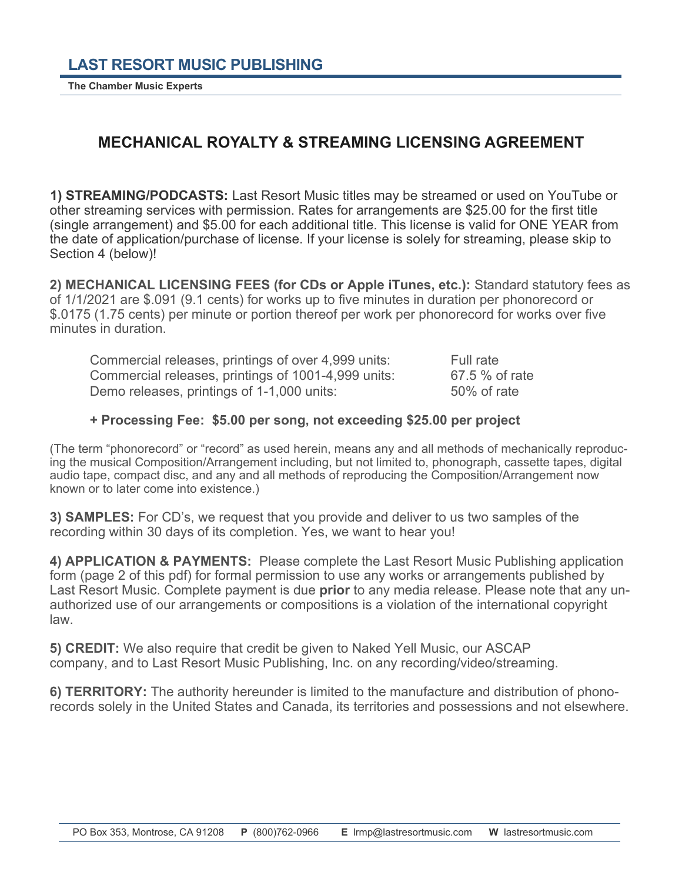# LAST RESORT MUSIC PUBLISHING

**The Chamber Music Experts**

## MECHANICAL ROYALTY & STREAMING LICENSING AGREEMENT

**1) STREAMING/PODCASTS:** Last Resort Music titles may be streamed or used on YouTube or other streaming services with permission. Rates for arrangements are $25.00 for the first title (single arrangement) and $5.00 for each additional title. This license is valid for ONE YEAR from the date of application/purchase of license. If your license is solely for streaming, please skip to Section 4 (below)!

**2) MECHANICAL LICENSING FEES (for CDs or Apple iTunes, etc.):** Standard statutory fees as of 1/1/2021 are $.091 (9.1 cents) for works up to five minutes in duration per phonorecord or $.0175 (1.75 cents) per minute or portion thereof per work per phonorecord for works over five minutes in duration.

| | |
|---|---|
| Commercial releases, printings of over 4,999 units: | Full rate |
| Commercial releases, printings of 1001-4,999 units: | 67.5 % of rate |
| Demo releases, printings of 1-1,000 units: | 50% of rate |

**+ Processing Fee: $5.00 per song, not exceeding $25.00 per project**

(The term "phonorecord" or "record" as used herein, means any and all methods of mechanically reproducing the musical Composition/Arrangement including, but not limited to, phonograph, cassette tapes, digital audio tape, compact disc, and any and all methods of reproducing the Composition/Arrangement now known or to later come into existence.)

**3) SAMPLES:** For CD's, we request that you provide and deliver to us two samples of the recording within 30 days of its completion. Yes, we want to hear you!

**4) APPLICATION & PAYMENTS:** Please complete the Last Resort Music Publishing application form (page 2 of this pdf) for formal permission to use any works or arrangements published by Last Resort Music. Complete payment is due **prior** to any media release. Please note that any unauthorized use of our arrangements or compositions is a violation of the international copyright law.

**5) CREDIT:** We also require that credit be given to Naked Yell Music, our ASCAP company, and to Last Resort Music Publishing, Inc. on any recording/video/streaming.

**6) TERRITORY:** The authority hereunder is limited to the manufacture and distribution of phonorecords solely in the United States and Canada, its territories and possessions and not elsewhere.

PO Box 353, Montrose, CA 91208 **P** (800)762-0966 **E** lrmp@lastresortmusic.com **W** lastresortmusic.com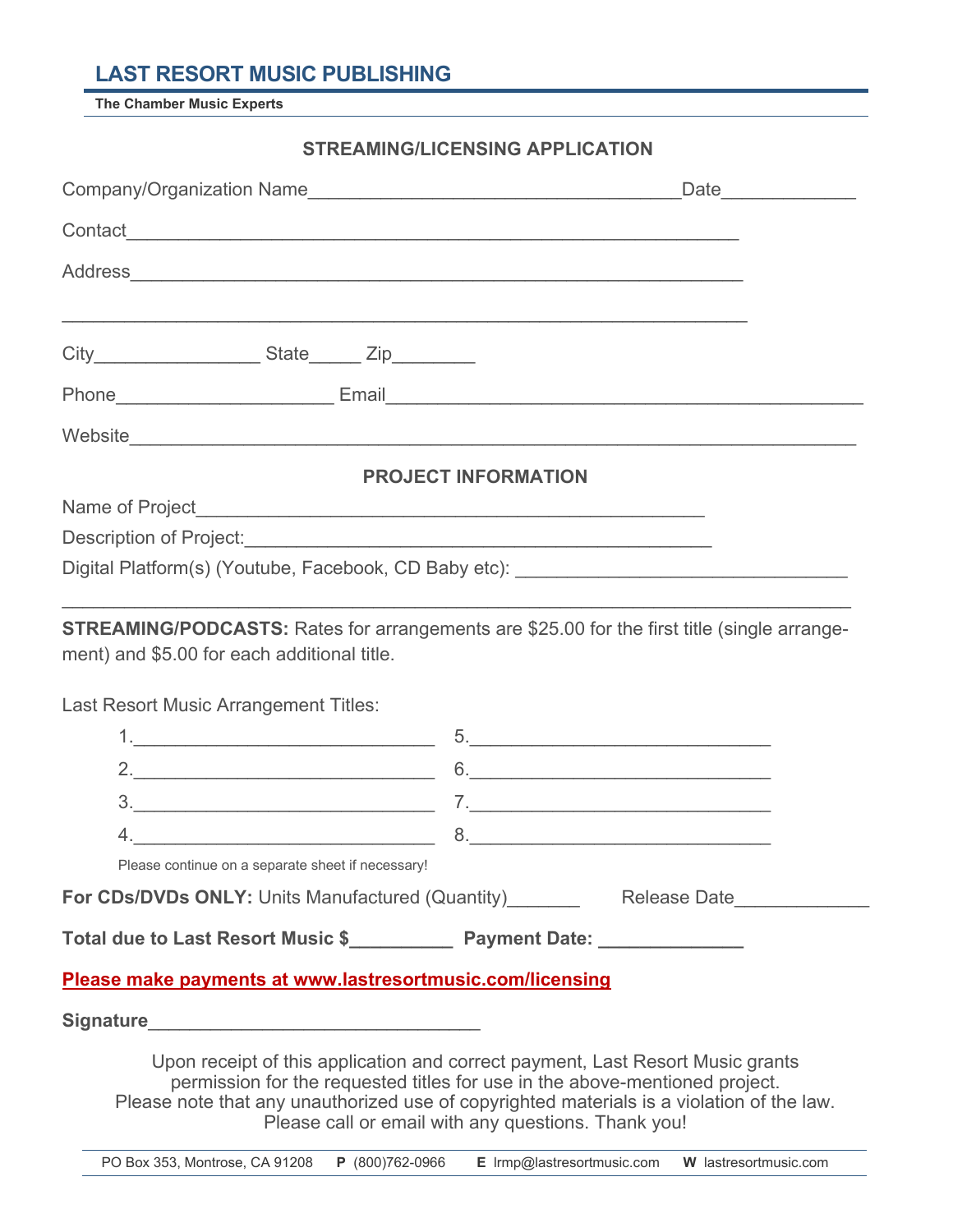## LAST RESORT MUSIC PUBLISHING

**The Chamber Music Experts**

### STREAMING/LICENSING APPLICATION

Company/Organization Name____________________________________Date_____________

Contact____________________________________________________________

Address____________________________________________________________

___________________________________________________________________

City________________ State_____ Zip________

Phone_____________________ Email_____________________________________________

Website______________________________________________________________________

### PROJECT INFORMATION

Name of Project__________________________________________________

Description of Project:_____________________________________________

Digital Platform(s) (Youtube, Facebook, CD Baby etc): ________________________________

___________________________________________________________________________

**STREAMING/PODCASTS:** Rates for arrangements are $25.00 for the first title (single arrangement) and $5.00 for each additional title.

Last Resort Music Arrangement Titles:

1.______________________________ 5.______________________________

2.______________________________ 6.______________________________

3.______________________________ 7.______________________________

4.______________________________ 8.______________________________

Please continue on a separate sheet if necessary!

**For CDs/DVDs ONLY:** Units Manufactured (Quantity)_______ Release Date_____________

**Total due to Last Resort Music $__________ Payment Date: ______________**

**Please make payments at www.lastresortmusic.com/licensing**

**Signature**________________________________

Upon receipt of this application and correct payment, Last Resort Music grants permission for the requested titles for use in the above-mentioned project.
Please note that any unauthorized use of copyrighted materials is a violation of the law.
Please call or email with any questions. Thank you!

PO Box 353, Montrose, CA 91208 **P** (800)762-0966 **E** lrmp@lastresortmusic.com **W** lastresortmusic.com